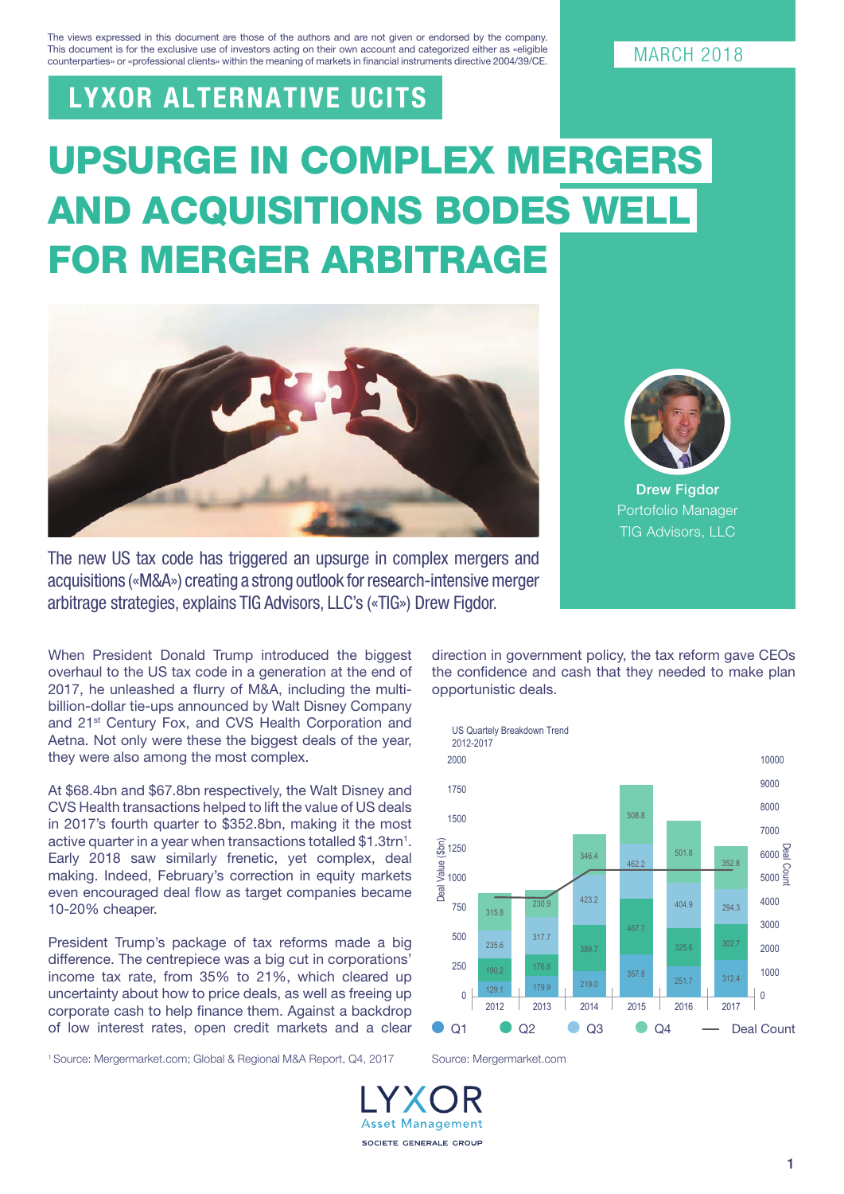The views expressed in this document are those of the authors and are not given or endorsed by the company. This document is for the exclusive use of investors acting on their own account and categorized either as «eligible counterparties» or «professional clients» within the meaning of markets in financial instruments directive 2004/39/CE.

MARCH 2018

LYXOR ALTERNATIVE UCITS

# UPSURGE IN COMPLEX MERGERS AND ACQUISITIONS BODES WELL FOR MERGER ARBITRAGE

**Drew Figdor**
Portofolio Manager
TIG Advisors, LLC

The new US tax code has triggered an upsurge in complex mergers and acquisitions («M&A») creating a strong outlook for research-intensive merger arbitrage strategies, explains TIG Advisors, LLC's («TIG») Drew Figdor.

When President Donald Trump introduced the biggest overhaul to the US tax code in a generation at the end of 2017, he unleashed a flurry of M&A, including the multi-billion-dollar tie-ups announced by Walt Disney Company and 21st Century Fox, and CVS Health Corporation and Aetna. Not only were these the biggest deals of the year, they were also among the most complex.

At $68.4bn and $67.8bn respectively, the Walt Disney and CVS Health transactions helped to lift the value of US deals in 2017's fourth quarter to $352.8bn, making it the most active quarter in a year when transactions totalled $1.3trn[1]. Early 2018 saw similarly frenetic, yet complex, deal making. Indeed, February's correction in equity markets even encouraged deal flow as target companies became 10-20% cheaper.

President Trump's package of tax reforms made a big difference. The centrepiece was a big cut in corporations' income tax rate, from 35% to 21%, which cleared up uncertainty about how to price deals, as well as freeing up corporate cash to help finance them. Against a backdrop of low interest rates, open credit markets and a clear direction in government policy, the tax reform gave CEOs the confidence and cash that they needed to make plan opportunistic deals.

US Quartely Breakdown Trend 2012-2017

| Deal Value ($bn) | 2012 | 2013 | 2014 | 2015 | 2016 | 2017 |
|---|---|---|---|---|---|---|
| Q1 | 129.1 | 179.9 | 219.0 | 357.8 | 251.7 | 312.4 |
| Q2 | 190.2 | 176.8 | 389.7 | 467.7 | 325.6 | 302.7 |
| Q3 | 235.6 | 317.7 | 423.2 | 462.2 | 404.9 | 294.3 |
| Q4 | 315.8 | 230.9 | 346.4 | 508.8 | 501.8 | 352.8 |

Source: Mergermarket.com

[1] Source: Mergermarket.com; Global & Regional M&A Report, Q4, 2017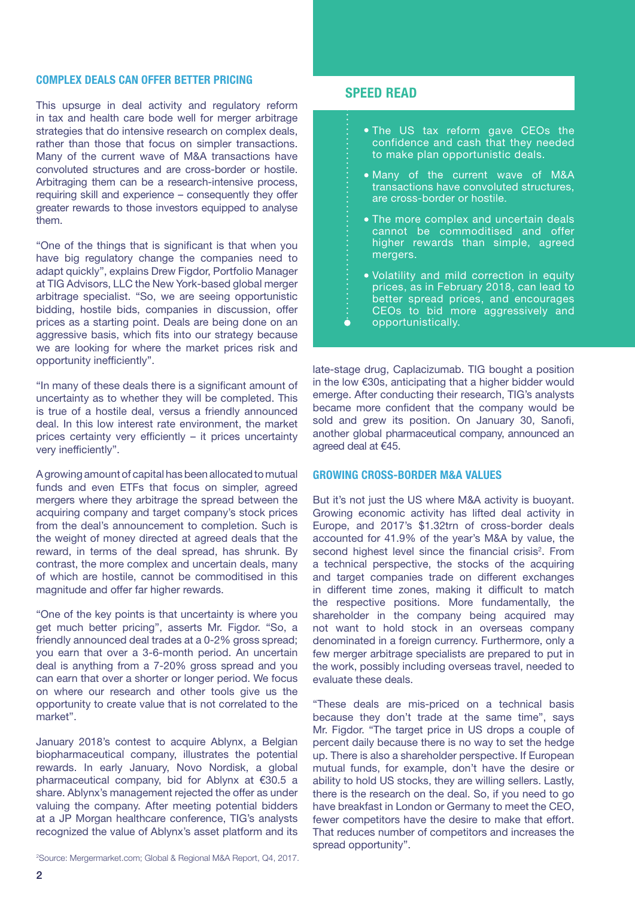## COMPLEX DEALS CAN OFFER BETTER PRICING

This upsurge in deal activity and regulatory reform in tax and health care bode well for merger arbitrage strategies that do intensive research on complex deals, rather than those that focus on simpler transactions. Many of the current wave of M&A transactions have convoluted structures and are cross-border or hostile. Arbitraging them can be a research-intensive process, requiring skill and experience – consequently they offer greater rewards to those investors equipped to analyse them.

"One of the things that is significant is that when you have big regulatory change the companies need to adapt quickly", explains Drew Figdor, Portfolio Manager at TIG Advisors, LLC the New York-based global merger arbitrage specialist. "So, we are seeing opportunistic bidding, hostile bids, companies in discussion, offer prices as a starting point. Deals are being done on an aggressive basis, which fits into our strategy because we are looking for where the market prices risk and opportunity inefficiently".

"In many of these deals there is a significant amount of uncertainty as to whether they will be completed. This is true of a hostile deal, versus a friendly announced deal. In this low interest rate environment, the market prices certainty very efficiently – it prices uncertainty very inefficiently".

A growing amount of capital has been allocated to mutual funds and even ETFs that focus on simpler, agreed mergers where they arbitrage the spread between the acquiring company and target company's stock prices from the deal's announcement to completion. Such is the weight of money directed at agreed deals that the reward, in terms of the deal spread, has shrunk. By contrast, the more complex and uncertain deals, many of which are hostile, cannot be commoditised in this magnitude and offer far higher rewards.

"One of the key points is that uncertainty is where you get much better pricing", asserts Mr. Figdor. "So, a friendly announced deal trades at a 0-2% gross spread; you earn that over a 3-6-month period. An uncertain deal is anything from a 7-20% gross spread and you can earn that over a shorter or longer period. We focus on where our research and other tools give us the opportunity to create value that is not correlated to the market".

January 2018's contest to acquire Ablynx, a Belgian biopharmaceutical company, illustrates the potential rewards. In early January, Novo Nordisk, a global pharmaceutical company, bid for Ablynx at €30.5 a share. Ablynx's management rejected the offer as under valuing the company. After meeting potential bidders at a JP Morgan healthcare conference, TIG's analysts recognized the value of Ablynx's asset platform and its late-stage drug, Caplacizumab. TIG bought a position in the low €30s, anticipating that a higher bidder would emerge. After conducting their research, TIG's analysts became more confident that the company would be sold and grew its position. On January 30, Sanofi, another global pharmaceutical company, announced an agreed deal at €45.

## SPEED READ

- The US tax reform gave CEOs the confidence and cash that they needed to make plan opportunistic deals.
- Many of the current wave of M&A transactions have convoluted structures, are cross-border or hostile.
- The more complex and uncertain deals cannot be commoditised and offer higher rewards than simple, agreed mergers.
- Volatility and mild correction in equity prices, as in February 2018, can lead to better spread prices, and encourages CEOs to bid more aggressively and opportunistically.

## GROWING CROSS-BORDER M&A VALUES

But it's not just the US where M&A activity is buoyant. Growing economic activity has lifted deal activity in Europe, and 2017's $1.32trn of cross-border deals accounted for 41.9% of the year's M&A by value, the second highest level since the financial crisis[2]. From a technical perspective, the stocks of the acquiring and target companies trade on different exchanges in different time zones, making it difficult to match the respective positions. More fundamentally, the shareholder in the company being acquired may not want to hold stock in an overseas company denominated in a foreign currency. Furthermore, only a few merger arbitrage specialists are prepared to put in the work, possibly including overseas travel, needed to evaluate these deals.

"These deals are mis-priced on a technical basis because they don't trade at the same time", says Mr. Figdor. "The target price in US drops a couple of percent daily because there is no way to set the hedge up. There is also a shareholder perspective. If European mutual funds, for example, don't have the desire or ability to hold US stocks, they are willing sellers. Lastly, there is the research on the deal. So, if you need to go have breakfast in London or Germany to meet the CEO, fewer competitors have the desire to make that effort. That reduces number of competitors and increases the spread opportunity".

[2]Source: Mergermarket.com; Global & Regional M&A Report, Q4, 2017.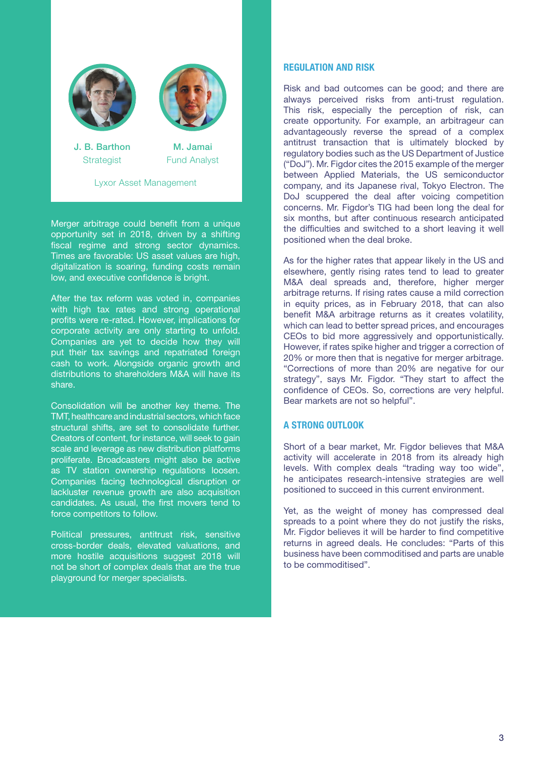**J. B. Barthon**
Strategist

**M. Jamai**
Fund Analyst

Lyxor Asset Management

Merger arbitrage could benefit from a unique opportunity set in 2018, driven by a shifting fiscal regime and strong sector dynamics. Times are favorable: US asset values are high, digitalization is soaring, funding costs remain low, and executive confidence is bright.

After the tax reform was voted in, companies with high tax rates and strong operational profits were re-rated. However, implications for corporate activity are only starting to unfold. Companies are yet to decide how they will put their tax savings and repatriated foreign cash to work. Alongside organic growth and distributions to shareholders M&A will have its share.

Consolidation will be another key theme. The TMT, healthcare and industrial sectors, which face structural shifts, are set to consolidate further. Creators of content, for instance, will seek to gain scale and leverage as new distribution platforms proliferate. Broadcasters might also be active as TV station ownership regulations loosen. Companies facing technological disruption or lackluster revenue growth are also acquisition candidates. As usual, the first movers tend to force competitors to follow.

Political pressures, antitrust risk, sensitive cross-border deals, elevated valuations, and more hostile acquisitions suggest 2018 will not be short of complex deals that are the true playground for merger specialists.

## REGULATION AND RISK

Risk and bad outcomes can be good; and there are always perceived risks from anti-trust regulation. This risk, especially the perception of risk, can create opportunity. For example, an arbitrageur can advantageously reverse the spread of a complex antitrust transaction that is ultimately blocked by regulatory bodies such as the US Department of Justice ("DoJ"). Mr. Figdor cites the 2015 example of the merger between Applied Materials, the US semiconductor company, and its Japanese rival, Tokyo Electron. The DoJ scuppered the deal after voicing competition concerns. Mr. Figdor's TIG had been long the deal for six months, but after continuous research anticipated the difficulties and switched to a short leaving it well positioned when the deal broke.

As for the higher rates that appear likely in the US and elsewhere, gently rising rates tend to lead to greater M&A deal spreads and, therefore, higher merger arbitrage returns. If rising rates cause a mild correction in equity prices, as in February 2018, that can also benefit M&A arbitrage returns as it creates volatility, which can lead to better spread prices, and encourages CEOs to bid more aggressively and opportunistically. However, if rates spike higher and trigger a correction of 20% or more then that is negative for merger arbitrage. "Corrections of more than 20% are negative for our strategy", says Mr. Figdor. "They start to affect the confidence of CEOs. So, corrections are very helpful. Bear markets are not so helpful".

## A STRONG OUTLOOK

Short of a bear market, Mr. Figdor believes that M&A activity will accelerate in 2018 from its already high levels. With complex deals "trading way too wide", he anticipates research-intensive strategies are well positioned to succeed in this current environment.

Yet, as the weight of money has compressed deal spreads to a point where they do not justify the risks, Mr. Figdor believes it will be harder to find competitive returns in agreed deals. He concludes: "Parts of this business have been commoditised and parts are unable to be commoditised".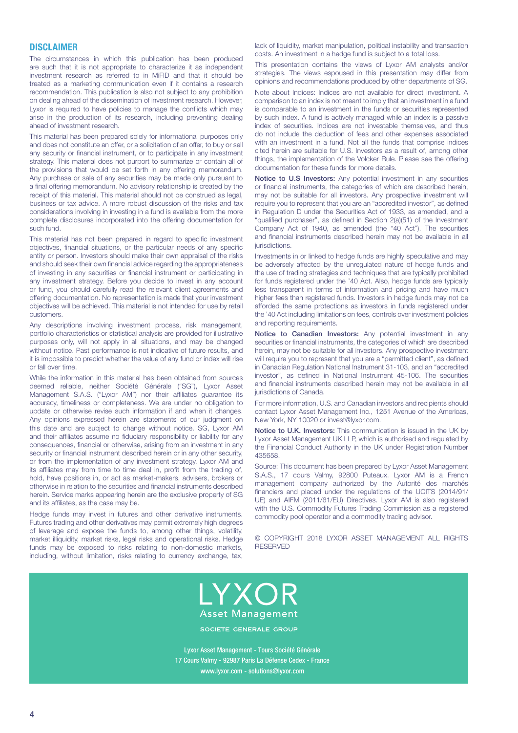## DISCLAIMER

The circumstances in which this publication has been produced are such that it is not appropriate to characterize it as independent investment research as referred to in MiFID and that it should be treated as a marketing communication even if it contains a research recommendation. This publication is also not subject to any prohibition on dealing ahead of the dissemination of investment research. However, Lyxor is required to have policies to manage the conflicts which may arise in the production of its research, including preventing dealing ahead of investment research.

This material has been prepared solely for informational purposes only and does not constitute an offer, or a solicitation of an offer, to buy or sell any security or financial instrument, or to participate in any investment strategy. This material does not purport to summarize or contain all of the provisions that would be set forth in any offering memorandum. Any purchase or sale of any securities may be made only pursuant to a final offering memorandum. No advisory relationship is created by the receipt of this material. This material should not be construed as legal, business or tax advice. A more robust discussion of the risks and tax considerations involving in investing in a fund is available from the more complete disclosures incorporated into the offering documentation for such fund.

This material has not been prepared in regard to specific investment objectives, financial situations, or the particular needs of any specific entity or person. Investors should make their own appraisal of the risks and should seek their own financial advice regarding the appropriateness of investing in any securities or financial instrument or participating in any investment strategy. Before you decide to invest in any account or fund, you should carefully read the relevant client agreements and offering documentation. No representation is made that your investment objectives will be achieved. This material is not intended for use by retail customers.

Any descriptions involving investment process, risk management, portfolio characteristics or statistical analysis are provided for illustrative purposes only, will not apply in all situations, and may be changed without notice. Past performance is not indicative of future results, and it is impossible to predict whether the value of any fund or index will rise or fall over time.

While the information in this material has been obtained from sources deemed reliable, neither Société Générale ("SG"), Lyxor Asset Management S.A.S. ("Lyxor AM") nor their affiliates guarantee its accuracy, timeliness or completeness. We are under no obligation to update or otherwise revise such information if and when it changes. Any opinions expressed herein are statements of our judgment on this date and are subject to change without notice. SG, Lyxor AM and their affiliates assume no fiduciary responsibility or liability for any consequences, financial or otherwise, arising from an investment in any security or financial instrument described herein or in any other security, or from the implementation of any investment strategy. Lyxor AM and its affiliates may from time to time deal in, profit from the trading of, hold, have positions in, or act as market-makers, advisers, brokers or otherwise in relation to the securities and financial instruments described herein. Service marks appearing herein are the exclusive property of SG and its affiliates, as the case may be.

Hedge funds may invest in futures and other derivative instruments. Futures trading and other derivatives may permit extremely high degrees of leverage and expose the funds to, among other things, volatility, market illiquidity, market risks, legal risks and operational risks. Hedge funds may be exposed to risks relating to non-domestic markets, including, without limitation, risks relating to currency exchange, tax, lack of liquidity, market manipulation, political instability and transaction costs. An investment in a hedge fund is subject to a total loss.

This presentation contains the views of Lyxor AM analysts and/or strategies. The views espoused in this presentation may differ from opinions and recommendations produced by other departments of SG.

Note about Indices: Indices are not available for direct investment. A comparison to an index is not meant to imply that an investment in a fund is comparable to an investment in the funds or securities represented by such index. A fund is actively managed while an index is a passive index of securities. Indices are not investable themselves, and thus do not include the deduction of fees and other expenses associated with an investment in a fund. Not all the funds that comprise indices cited herein are suitable for U.S. Investors as a result of, among other things, the implementation of the Volcker Rule. Please see the offering documentation for these funds for more details.

**Notice to U.S Investors:** Any potential investment in any securities or financial instruments, the categories of which are described herein, may not be suitable for all investors. Any prospective investment will require you to represent that you are an "accredited investor", as defined in Regulation D under the Securities Act of 1933, as amended, and a "qualified purchaser", as defined in Section 2(a)(51) of the Investment Company Act of 1940, as amended (the "40 Act"). The securities and financial instruments described herein may not be available in all jurisdictions.

Investments in or linked to hedge funds are highly speculative and may be adversely affected by the unregulated nature of hedge funds and the use of trading strategies and techniques that are typically prohibited for funds registered under the '40 Act. Also, hedge funds are typically less transparent in terms of information and pricing and have much higher fees than registered funds. Investors in hedge funds may not be afforded the same protections as investors in funds registered under the '40 Act including limitations on fees, controls over investment policies and reporting requirements.

**Notice to Canadian Investors:** Any potential investment in any securities or financial instruments, the categories of which are described herein, may not be suitable for all investors. Any prospective investment will require you to represent that you are a "permitted client", as defined in Canadian Regulation National Instrument 31-103, and an "accredited investor", as defined in National Instrument 45-106. The securities and financial instruments described herein may not be available in all jurisdictions of Canada.

For more information, U.S. and Canadian investors and recipients should contact Lyxor Asset Management Inc., 1251 Avenue of the Americas, New York, NY 10020 or invest@lyxor.com.

**Notice to U.K. Investors:** This communication is issued in the UK by Lyxor Asset Management UK LLP, which is authorised and regulated by the Financial Conduct Authority in the UK under Registration Number 435658.

Source: This document has been prepared by Lyxor Asset Management S.A.S., 17 cours Valmy, 92800 Puteaux. Lyxor AM is a French management company authorized by the Autorité des marchés financiers and placed under the regulations of the UCITS (2014/91/UE) and AIFM (2011/61/EU) Directives. Lyxor AM is also registered with the U.S. Commodity Futures Trading Commission as a registered commodity pool operator and a commodity trading advisor.

© COPYRIGHT 2018 LYXOR ASSET MANAGEMENT ALL RIGHTS RESERVED

LYXOR
Asset Management
SOCIETE GENERALE GROUP

Lyxor Asset Management - Tours Société Générale
17 Cours Valmy - 92987 Paris La Défense Cedex - France
www.lyxor.com - solutions@lyxor.com